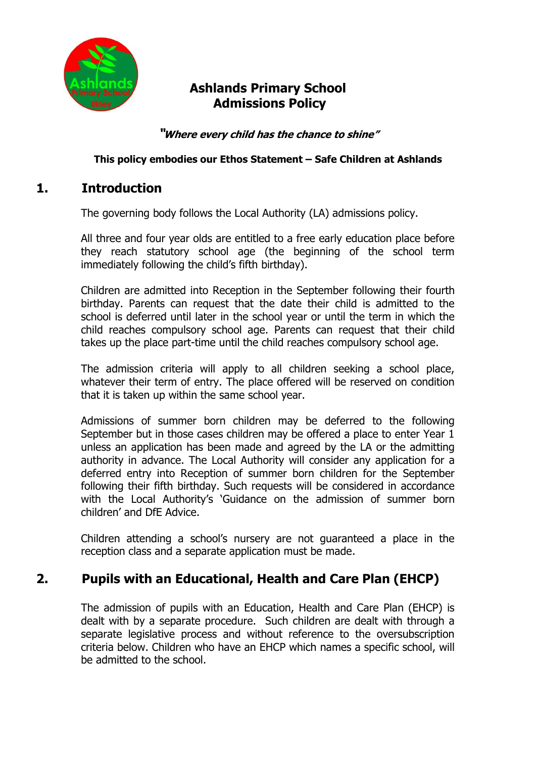# Ashlands Primary School Admissions Policy

***"Where every child has the chance to shine"***

**This policy embodies our Ethos Statement – Safe Children at Ashlands**

## 1. Introduction

The governing body follows the Local Authority (LA) admissions policy.

All three and four year olds are entitled to a free early education place before they reach statutory school age (the beginning of the school term immediately following the child's fifth birthday).

Children are admitted into Reception in the September following their fourth birthday. Parents can request that the date their child is admitted to the school is deferred until later in the school year or until the term in which the child reaches compulsory school age. Parents can request that their child takes up the place part-time until the child reaches compulsory school age.

The admission criteria will apply to all children seeking a school place, whatever their term of entry. The place offered will be reserved on condition that it is taken up within the same school year.

Admissions of summer born children may be deferred to the following September but in those cases children may be offered a place to enter Year 1 unless an application has been made and agreed by the LA or the admitting authority in advance. The Local Authority will consider any application for a deferred entry into Reception of summer born children for the September following their fifth birthday. Such requests will be considered in accordance with the Local Authority's 'Guidance on the admission of summer born children' and DfE Advice.

Children attending a school's nursery are not guaranteed a place in the reception class and a separate application must be made.

## 2. Pupils with an Educational, Health and Care Plan (EHCP)

The admission of pupils with an Education, Health and Care Plan (EHCP) is dealt with by a separate procedure. Such children are dealt with through a separate legislative process and without reference to the oversubscription criteria below. Children who have an EHCP which names a specific school, will be admitted to the school.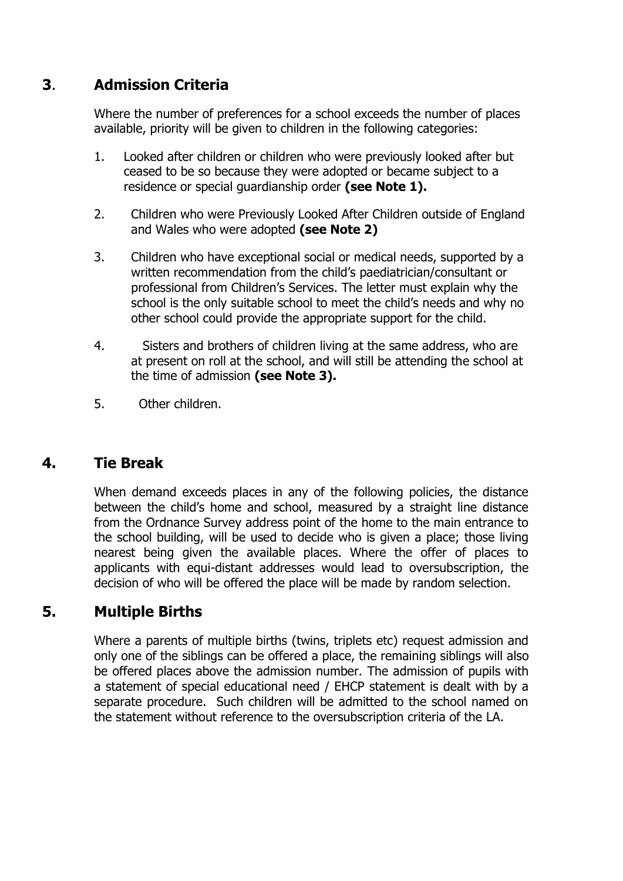## 3. Admission Criteria

Where the number of preferences for a school exceeds the number of places available, priority will be given to children in the following categories:

1. Looked after children or children who were previously looked after but ceased to be so because they were adopted or became subject to a residence or special guardianship order **(see Note 1).**
2. Children who were Previously Looked After Children outside of England and Wales who were adopted **(see Note 2)**
3. Children who have exceptional social or medical needs, supported by a written recommendation from the child's paediatrician/consultant or professional from Children's Services. The letter must explain why the school is the only suitable school to meet the child's needs and why no other school could provide the appropriate support for the child.
4. Sisters and brothers of children living at the same address, who are at present on roll at the school, and will still be attending the school at the time of admission **(see Note 3).**
5. Other children.

## 4. Tie Break

When demand exceeds places in any of the following policies, the distance between the child's home and school, measured by a straight line distance from the Ordnance Survey address point of the home to the main entrance to the school building, will be used to decide who is given a place; those living nearest being given the available places. Where the offer of places to applicants with equi-distant addresses would lead to oversubscription, the decision of who will be offered the place will be made by random selection.

## 5. Multiple Births

Where a parents of multiple births (twins, triplets etc) request admission and only one of the siblings can be offered a place, the remaining siblings will also be offered places above the admission number. The admission of pupils with a statement of special educational need / EHCP statement is dealt with by a separate procedure. Such children will be admitted to the school named on the statement without reference to the oversubscription criteria of the LA.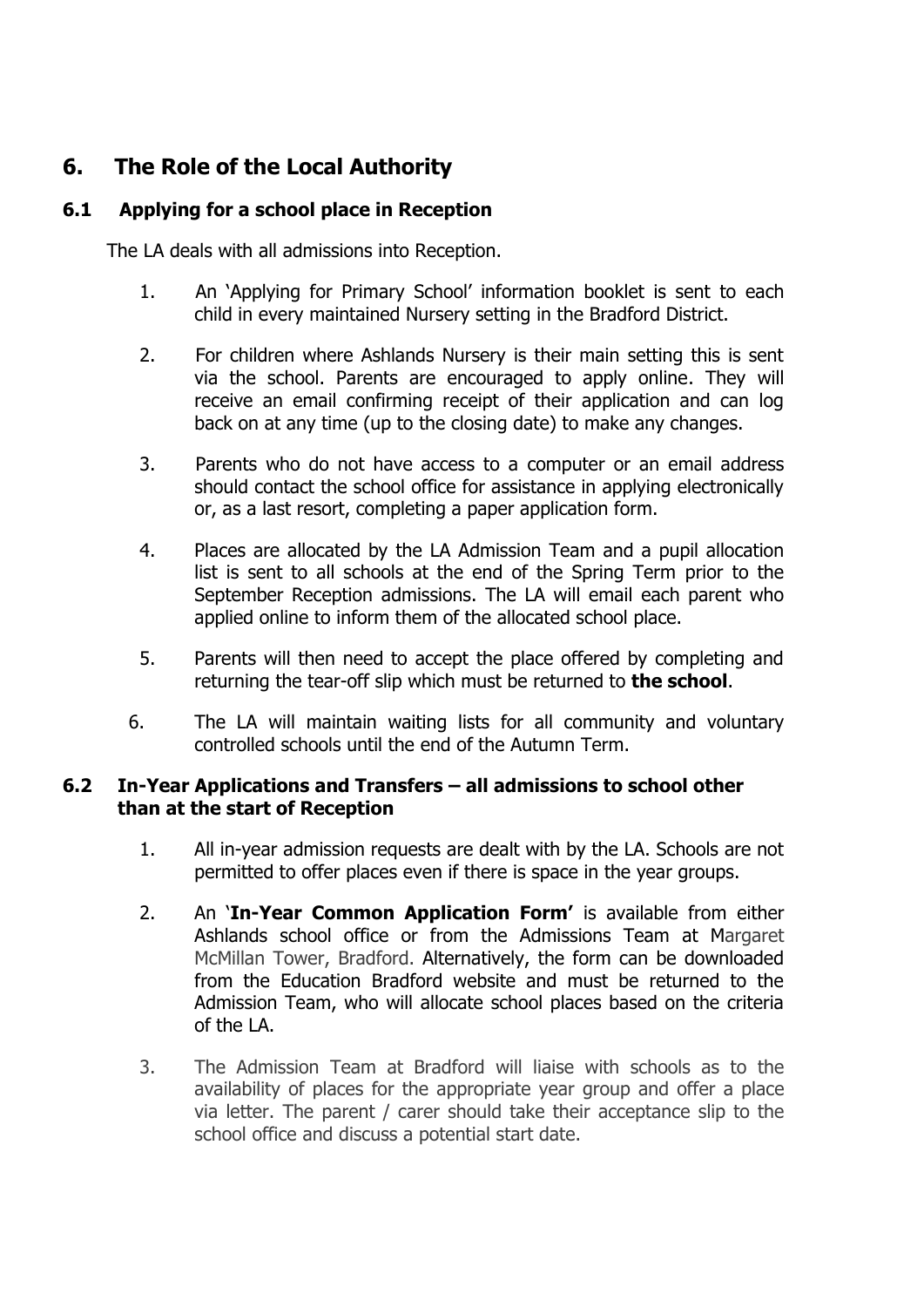## 6. The Role of the Local Authority

### 6.1 Applying for a school place in Reception

The LA deals with all admissions into Reception.

1. An 'Applying for Primary School' information booklet is sent to each child in every maintained Nursery setting in the Bradford District.
2. For children where Ashlands Nursery is their main setting this is sent via the school. Parents are encouraged to apply online. They will receive an email confirming receipt of their application and can log back on at any time (up to the closing date) to make any changes.
3. Parents who do not have access to a computer or an email address should contact the school office for assistance in applying electronically or, as a last resort, completing a paper application form.
4. Places are allocated by the LA Admission Team and a pupil allocation list is sent to all schools at the end of the Spring Term prior to the September Reception admissions. The LA will email each parent who applied online to inform them of the allocated school place.
5. Parents will then need to accept the place offered by completing and returning the tear-off slip which must be returned to **the school**.
6. The LA will maintain waiting lists for all community and voluntary controlled schools until the end of the Autumn Term.

### 6.2 In-Year Applications and Transfers – all admissions to school other than at the start of Reception

1. All in-year admission requests are dealt with by the LA. Schools are not permitted to offer places even if there is space in the year groups.
2. An '**In-Year Common Application Form'** is available from either Ashlands school office or from the Admissions Team at Margaret McMillan Tower, Bradford. Alternatively, the form can be downloaded from the Education Bradford website and must be returned to the Admission Team, who will allocate school places based on the criteria of the LA.
3. The Admission Team at Bradford will liaise with schools as to the availability of places for the appropriate year group and offer a place via letter. The parent / carer should take their acceptance slip to the school office and discuss a potential start date.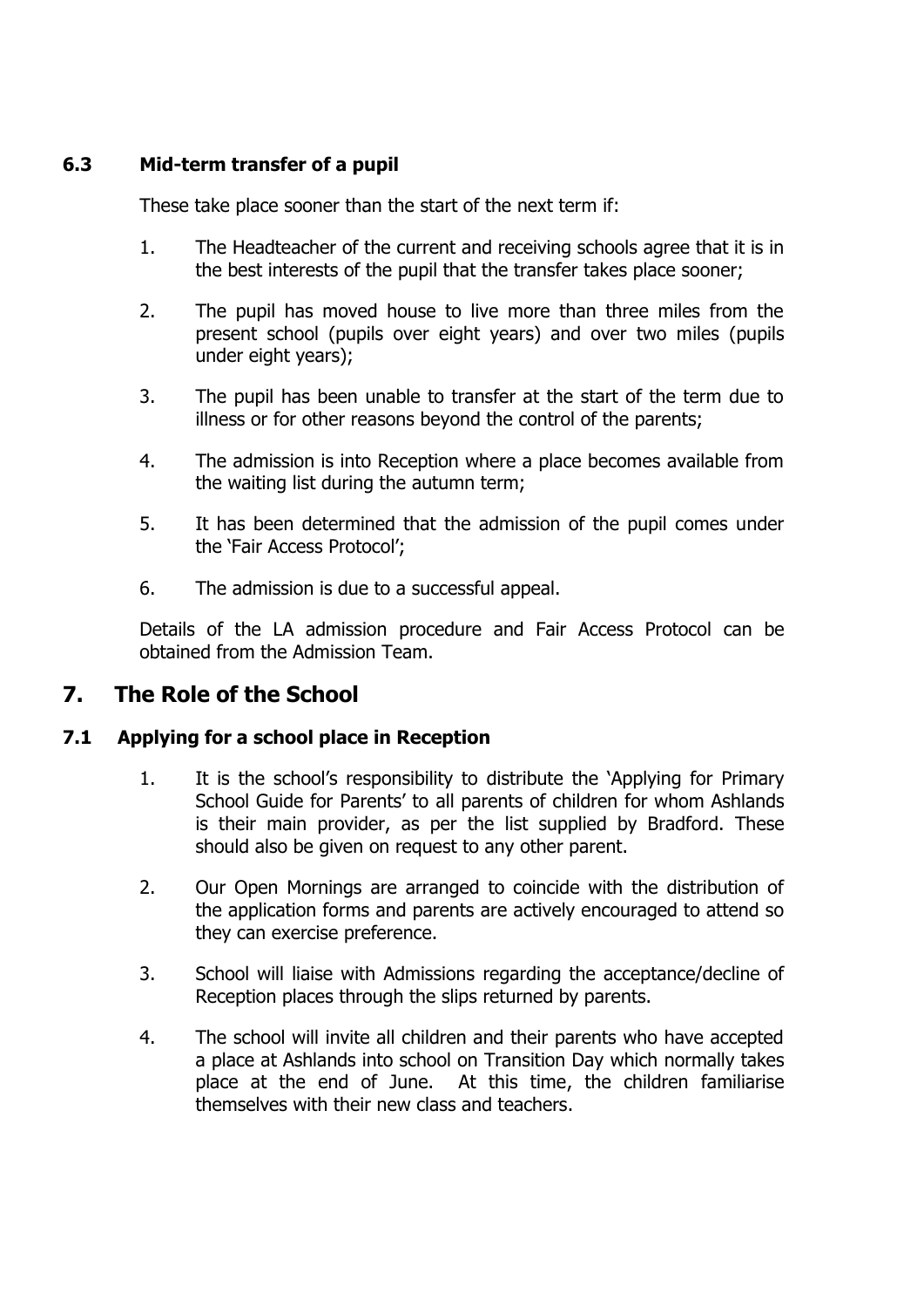### 6.3 Mid-term transfer of a pupil

These take place sooner than the start of the next term if:

1. The Headteacher of the current and receiving schools agree that it is in the best interests of the pupil that the transfer takes place sooner;
2. The pupil has moved house to live more than three miles from the present school (pupils over eight years) and over two miles (pupils under eight years);
3. The pupil has been unable to transfer at the start of the term due to illness or for other reasons beyond the control of the parents;
4. The admission is into Reception where a place becomes available from the waiting list during the autumn term;
5. It has been determined that the admission of the pupil comes under the 'Fair Access Protocol';
6. The admission is due to a successful appeal.

Details of the LA admission procedure and Fair Access Protocol can be obtained from the Admission Team.

## 7. The Role of the School

### 7.1 Applying for a school place in Reception

1. It is the school's responsibility to distribute the 'Applying for Primary School Guide for Parents' to all parents of children for whom Ashlands is their main provider, as per the list supplied by Bradford. These should also be given on request to any other parent.
2. Our Open Mornings are arranged to coincide with the distribution of the application forms and parents are actively encouraged to attend so they can exercise preference.
3. School will liaise with Admissions regarding the acceptance/decline of Reception places through the slips returned by parents.
4. The school will invite all children and their parents who have accepted a place at Ashlands into school on Transition Day which normally takes place at the end of June. At this time, the children familiarise themselves with their new class and teachers.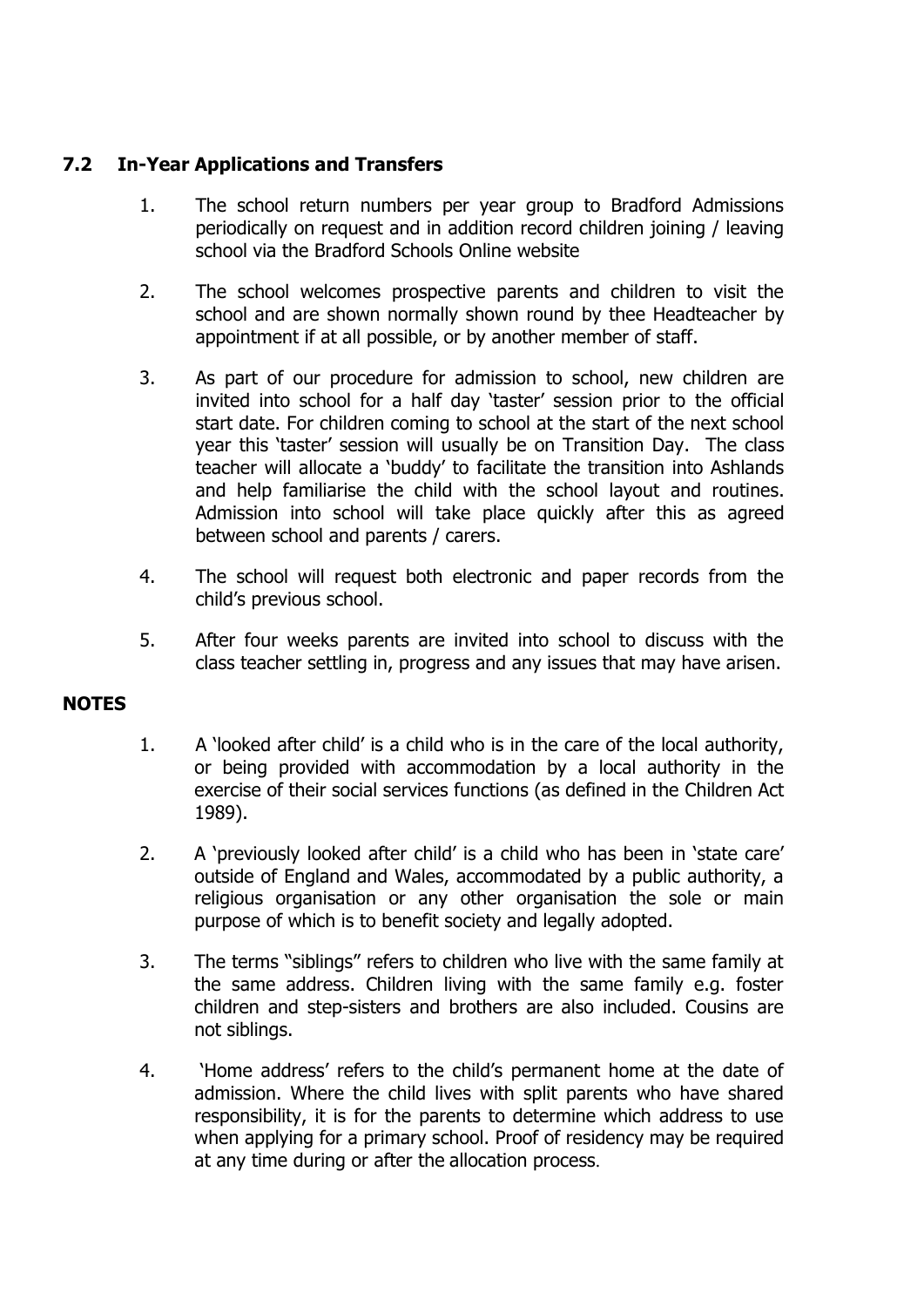## 7.2 In-Year Applications and Transfers

1. The school return numbers per year group to Bradford Admissions periodically on request and in addition record children joining / leaving school via the Bradford Schools Online website

2. The school welcomes prospective parents and children to visit the school and are shown normally shown round by thee Headteacher by appointment if at all possible, or by another member of staff.

3. As part of our procedure for admission to school, new children are invited into school for a half day 'taster' session prior to the official start date. For children coming to school at the start of the next school year this 'taster' session will usually be on Transition Day. The class teacher will allocate a 'buddy' to facilitate the transition into Ashlands and help familiarise the child with the school layout and routines. Admission into school will take place quickly after this as agreed between school and parents / carers.

4. The school will request both electronic and paper records from the child's previous school.

5. After four weeks parents are invited into school to discuss with the class teacher settling in, progress and any issues that may have arisen.

**NOTES**

1. A 'looked after child' is a child who is in the care of the local authority, or being provided with accommodation by a local authority in the exercise of their social services functions (as defined in the Children Act 1989).

2. A 'previously looked after child' is a child who has been in 'state care' outside of England and Wales, accommodated by a public authority, a religious organisation or any other organisation the sole or main purpose of which is to benefit society and legally adopted.

3. The terms "siblings" refers to children who live with the same family at the same address. Children living with the same family e.g. foster children and step-sisters and brothers are also included. Cousins are not siblings.

4. 'Home address' refers to the child's permanent home at the date of admission. Where the child lives with split parents who have shared responsibility, it is for the parents to determine which address to use when applying for a primary school. Proof of residency may be required at any time during or after the allocation process.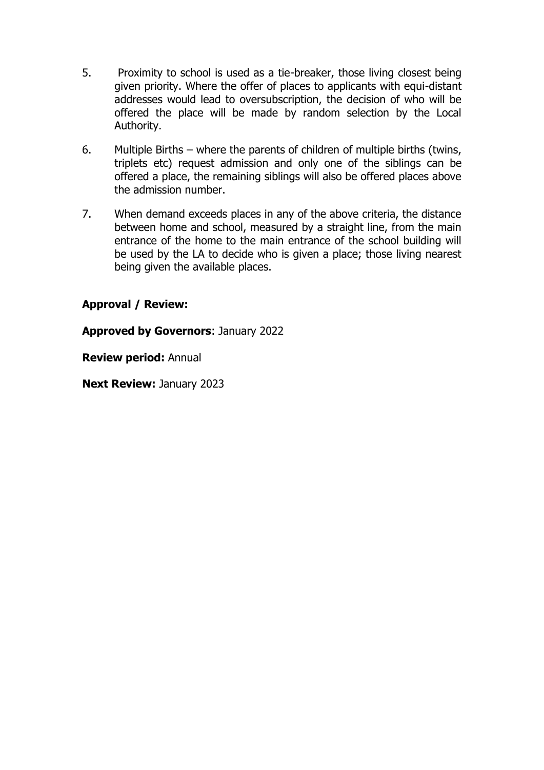5. Proximity to school is used as a tie-breaker, those living closest being given priority. Where the offer of places to applicants with equi-distant addresses would lead to oversubscription, the decision of who will be offered the place will be made by random selection by the Local Authority.

6. Multiple Births – where the parents of children of multiple births (twins, triplets etc) request admission and only one of the siblings can be offered a place, the remaining siblings will also be offered places above the admission number.

7. When demand exceeds places in any of the above criteria, the distance between home and school, measured by a straight line, from the main entrance of the home to the main entrance of the school building will be used by the LA to decide who is given a place; those living nearest being given the available places.

**Approval / Review:**

**Approved by Governors**: January 2022

**Review period:** Annual

**Next Review:** January 2023